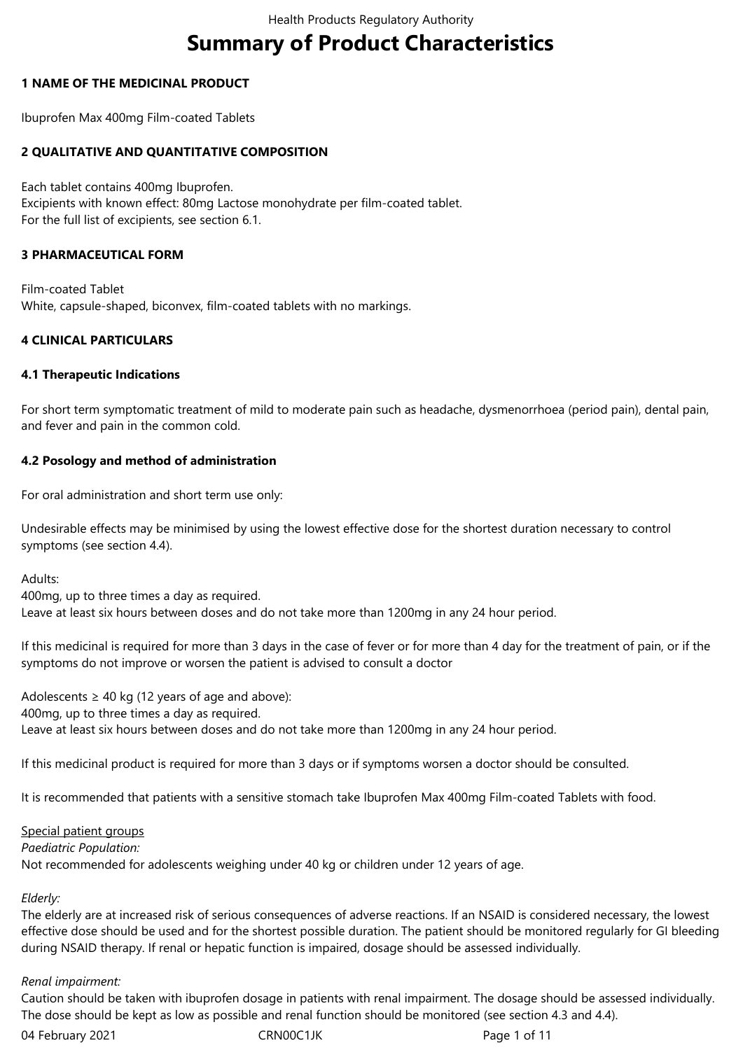# Summary of Product Characteristics

## 1 NAME OF THE MEDICINAL PRODUCT

Ibuprofen Max 400mg Film-coated Tablets

## 2 QUALITATIVE AND QUANTITATIVE COMPOSITION

Each tablet contains 400mg Ibuprofen.
Excipients with known effect: 80mg Lactose monohydrate per film-coated tablet.
For the full list of excipients, see section 6.1.

## 3 PHARMACEUTICAL FORM

Film-coated Tablet
White, capsule-shaped, biconvex, film-coated tablets with no markings.

## 4 CLINICAL PARTICULARS

### 4.1 Therapeutic Indications

For short term symptomatic treatment of mild to moderate pain such as headache, dysmenorrhoea (period pain), dental pain, and fever and pain in the common cold.

### 4.2 Posology and method of administration

For oral administration and short term use only:

Undesirable effects may be minimised by using the lowest effective dose for the shortest duration necessary to control symptoms (see section 4.4).

Adults:
400mg, up to three times a day as required.
Leave at least six hours between doses and do not take more than 1200mg in any 24 hour period.

If this medicinal is required for more than 3 days in the case of fever or for more than 4 day for the treatment of pain, or if the symptoms do not improve or worsen the patient is advised to consult a doctor

Adolescents ≥ 40 kg (12 years of age and above):
400mg, up to three times a day as required.
Leave at least six hours between doses and do not take more than 1200mg in any 24 hour period.

If this medicinal product is required for more than 3 days or if symptoms worsen a doctor should be consulted.

It is recommended that patients with a sensitive stomach take Ibuprofen Max 400mg Film-coated Tablets with food.

Special patient groups

*Paediatric Population:*
Not recommended for adolescents weighing under 40 kg or children under 12 years of age.

*Elderly:*
The elderly are at increased risk of serious consequences of adverse reactions. If an NSAID is considered necessary, the lowest effective dose should be used and for the shortest possible duration. The patient should be monitored regularly for GI bleeding during NSAID therapy. If renal or hepatic function is impaired, dosage should be assessed individually.

*Renal impairment:*
Caution should be taken with ibuprofen dosage in patients with renal impairment. The dosage should be assessed individually. The dose should be kept as low as possible and renal function should be monitored (see section 4.3 and 4.4).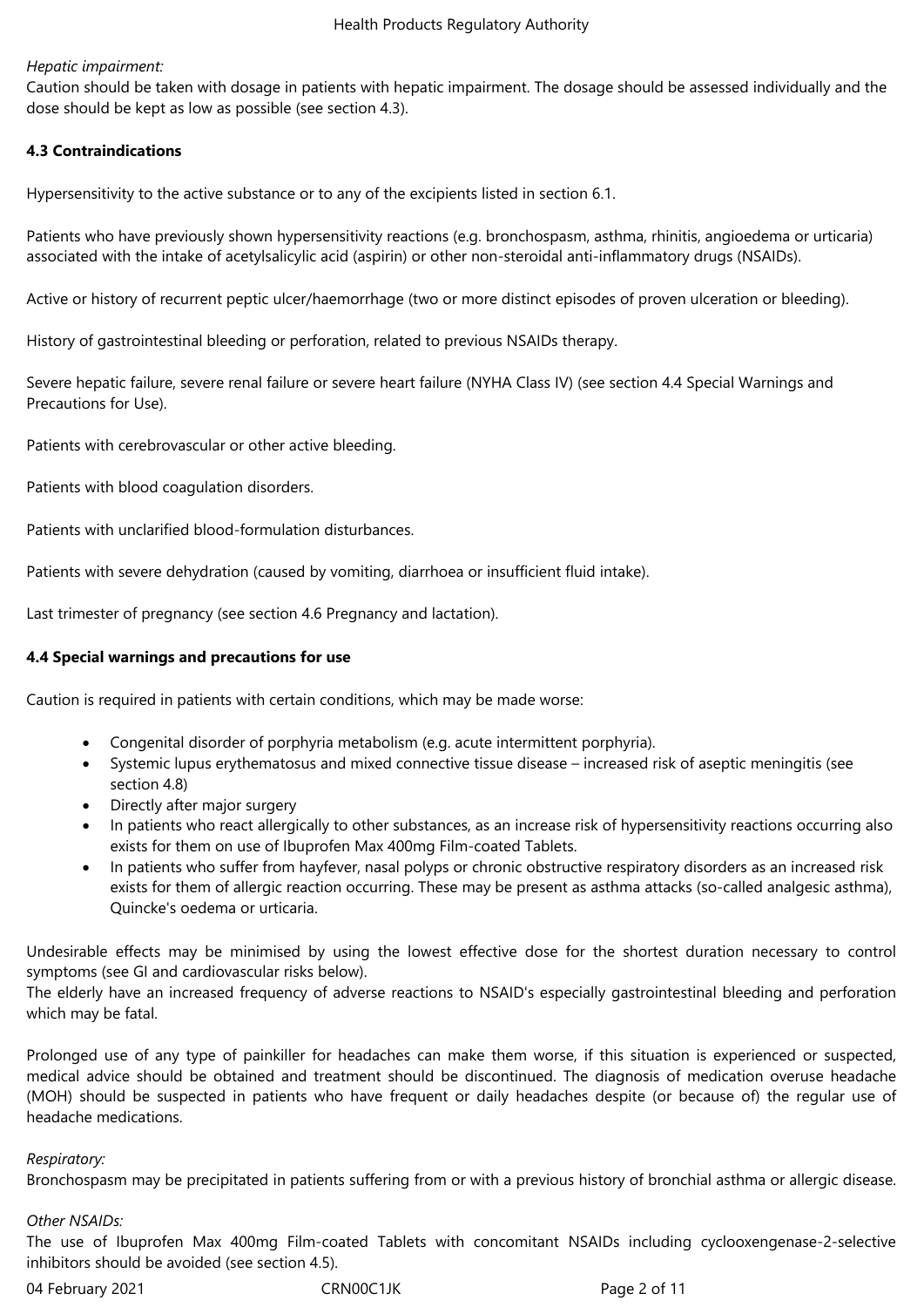*Hepatic impairment:*
Caution should be taken with dosage in patients with hepatic impairment. The dosage should be assessed individually and the dose should be kept as low as possible (see section 4.3).

**4.3 Contraindications**

Hypersensitivity to the active substance or to any of the excipients listed in section 6.1.

Patients who have previously shown hypersensitivity reactions (e.g. bronchospasm, asthma, rhinitis, angioedema or urticaria) associated with the intake of acetylsalicylic acid (aspirin) or other non-steroidal anti-inflammatory drugs (NSAIDs).

Active or history of recurrent peptic ulcer/haemorrhage (two or more distinct episodes of proven ulceration or bleeding).

History of gastrointestinal bleeding or perforation, related to previous NSAIDs therapy.

Severe hepatic failure, severe renal failure or severe heart failure (NYHA Class IV) (see section 4.4 Special Warnings and Precautions for Use).

Patients with cerebrovascular or other active bleeding.

Patients with blood coagulation disorders.

Patients with unclarified blood-formulation disturbances.

Patients with severe dehydration (caused by vomiting, diarrhoea or insufficient fluid intake).

Last trimester of pregnancy (see section 4.6 Pregnancy and lactation).

**4.4 Special warnings and precautions for use**

Caution is required in patients with certain conditions, which may be made worse:

- Congenital disorder of porphyria metabolism (e.g. acute intermittent porphyria).
- Systemic lupus erythematosus and mixed connective tissue disease – increased risk of aseptic meningitis (see section 4.8)
- Directly after major surgery
- In patients who react allergically to other substances, as an increase risk of hypersensitivity reactions occurring also exists for them on use of Ibuprofen Max 400mg Film-coated Tablets.
- In patients who suffer from hayfever, nasal polyps or chronic obstructive respiratory disorders as an increased risk exists for them of allergic reaction occurring. These may be present as asthma attacks (so-called analgesic asthma), Quincke's oedema or urticaria.

Undesirable effects may be minimised by using the lowest effective dose for the shortest duration necessary to control symptoms (see GI and cardiovascular risks below).
The elderly have an increased frequency of adverse reactions to NSAID's especially gastrointestinal bleeding and perforation which may be fatal.

Prolonged use of any type of painkiller for headaches can make them worse, if this situation is experienced or suspected, medical advice should be obtained and treatment should be discontinued. The diagnosis of medication overuse headache (MOH) should be suspected in patients who have frequent or daily headaches despite (or because of) the regular use of headache medications.

*Respiratory:*
Bronchospasm may be precipitated in patients suffering from or with a previous history of bronchial asthma or allergic disease.

*Other NSAIDs:*
The use of Ibuprofen Max 400mg Film-coated Tablets with concomitant NSAIDs including cyclooxengenase-2-selective inhibitors should be avoided (see section 4.5).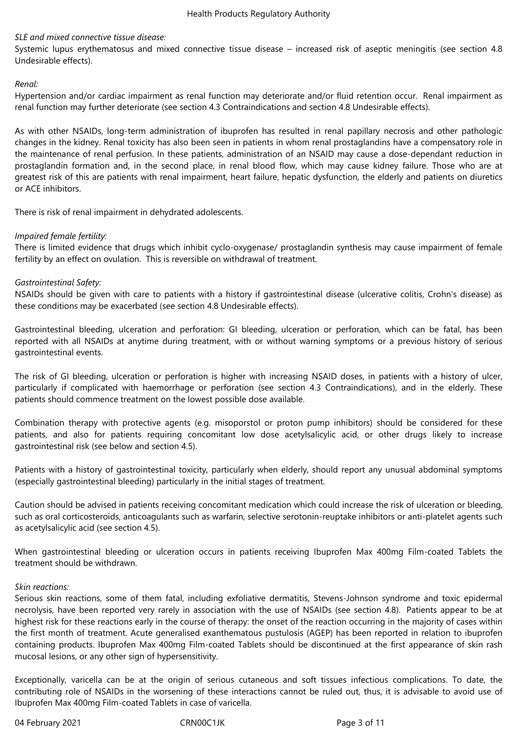*SLE and mixed connective tissue disease:*
Systemic lupus erythematosus and mixed connective tissue disease – increased risk of aseptic meningitis (see section 4.8 Undesirable effects).

*Renal:*
Hypertension and/or cardiac impairment as renal function may deteriorate and/or fluid retention occur. Renal impairment as renal function may further deteriorate (see section 4.3 Contraindications and section 4.8 Undesirable effects).

As with other NSAIDs, long-term administration of ibuprofen has resulted in renal papillary necrosis and other pathologic changes in the kidney. Renal toxicity has also been seen in patients in whom renal prostaglandins have a compensatory role in the maintenance of renal perfusion. In these patients, administration of an NSAID may cause a dose-dependant reduction in prostaglandin formation and, in the second place, in renal blood flow, which may cause kidney failure. Those who are at greatest risk of this are patients with renal impairment, heart failure, hepatic dysfunction, the elderly and patients on diuretics or ACE inhibitors.

There is risk of renal impairment in dehydrated adolescents.

*Impaired female fertility:*
There is limited evidence that drugs which inhibit cyclo-oxygenase/ prostaglandin synthesis may cause impairment of female fertility by an effect on ovulation. This is reversible on withdrawal of treatment.

*Gastrointestinal Safety:*
NSAIDs should be given with care to patients with a history if gastrointestinal disease (ulcerative colitis, Crohn's disease) as these conditions may be exacerbated (see section 4.8 Undesirable effects).

Gastrointestinal bleeding, ulceration and perforation: GI bleeding, ulceration or perforation, which can be fatal, has been reported with all NSAIDs at anytime during treatment, with or without warning symptoms or a previous history of serious gastrointestinal events.

The risk of GI bleeding, ulceration or perforation is higher with increasing NSAID doses, in patients with a history of ulcer, particularly if complicated with haemorrhage or perforation (see section 4.3 Contraindications), and in the elderly. These patients should commence treatment on the lowest possible dose available.

Combination therapy with protective agents (e.g. misoporstol or proton pump inhibitors) should be considered for these patients, and also for patients requiring concomitant low dose acetylsalicylic acid, or other drugs likely to increase gastrointestinal risk (see below and section 4.5).

Patients with a history of gastrointestinal toxicity, particularly when elderly, should report any unusual abdominal symptoms (especially gastrointestinal bleeding) particularly in the initial stages of treatment.

Caution should be advised in patients receiving concomitant medication which could increase the risk of ulceration or bleeding, such as oral corticosteroids, anticoagulants such as warfarin, selective serotonin-reuptake inhibitors or anti-platelet agents such as acetylsalicylic acid (see section 4.5).

When gastrointestinal bleeding or ulceration occurs in patients receiving Ibuprofen Max 400mg Film-coated Tablets the treatment should be withdrawn.

*Skin reactions:*
Serious skin reactions, some of them fatal, including exfoliative dermatitis, Stevens-Johnson syndrome and toxic epidermal necrolysis, have been reported very rarely in association with the use of NSAIDs (see section 4.8). Patients appear to be at highest risk for these reactions early in the course of therapy: the onset of the reaction occurring in the majority of cases within the first month of treatment. Acute generalised exanthematous pustulosis (AGEP) has been reported in relation to ibuprofen containing products. Ibuprofen Max 400mg Film-coated Tablets should be discontinued at the first appearance of skin rash mucosal lesions, or any other sign of hypersensitivity.

Exceptionally, varicella can be at the origin of serious cutaneous and soft tissues infectious complications. To date, the contributing role of NSAIDs in the worsening of these interactions cannot be ruled out, thus, it is advisable to avoid use of Ibuprofen Max 400mg Film-coated Tablets in case of varicella.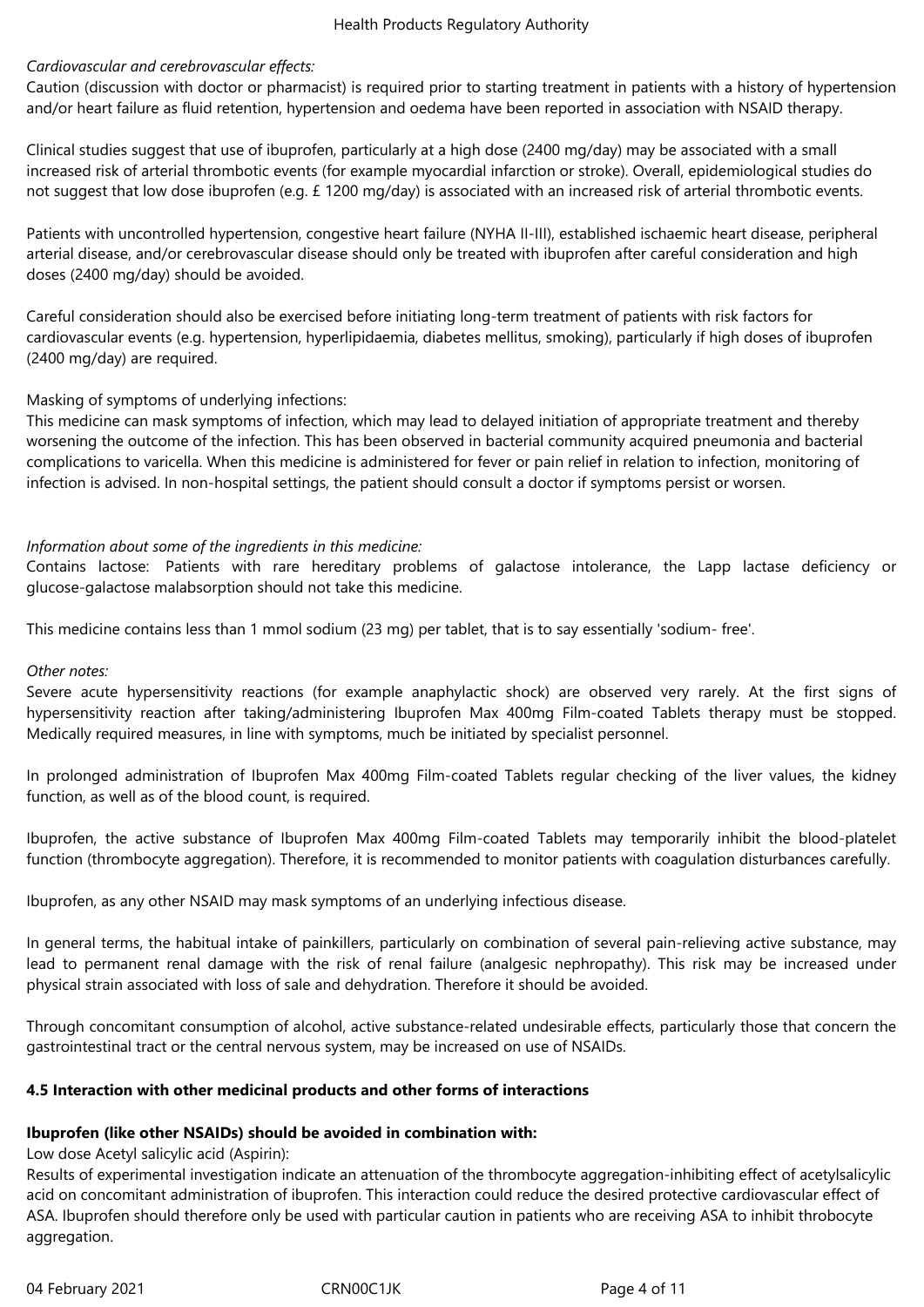*Cardiovascular and cerebrovascular effects:*

Caution (discussion with doctor or pharmacist) is required prior to starting treatment in patients with a history of hypertension and/or heart failure as fluid retention, hypertension and oedema have been reported in association with NSAID therapy.

Clinical studies suggest that use of ibuprofen, particularly at a high dose (2400 mg/day) may be associated with a small increased risk of arterial thrombotic events (for example myocardial infarction or stroke). Overall, epidemiological studies do not suggest that low dose ibuprofen (e.g. £ 1200 mg/day) is associated with an increased risk of arterial thrombotic events.

Patients with uncontrolled hypertension, congestive heart failure (NYHA II-III), established ischaemic heart disease, peripheral arterial disease, and/or cerebrovascular disease should only be treated with ibuprofen after careful consideration and high doses (2400 mg/day) should be avoided.

Careful consideration should also be exercised before initiating long-term treatment of patients with risk factors for cardiovascular events (e.g. hypertension, hyperlipidaemia, diabetes mellitus, smoking), particularly if high doses of ibuprofen (2400 mg/day) are required.

Masking of symptoms of underlying infections:

This medicine can mask symptoms of infection, which may lead to delayed initiation of appropriate treatment and thereby worsening the outcome of the infection. This has been observed in bacterial community acquired pneumonia and bacterial complications to varicella. When this medicine is administered for fever or pain relief in relation to infection, monitoring of infection is advised. In non-hospital settings, the patient should consult a doctor if symptoms persist or worsen.

*Information about some of the ingredients in this medicine:*

Contains lactose: Patients with rare hereditary problems of galactose intolerance, the Lapp lactase deficiency or glucose-galactose malabsorption should not take this medicine.

This medicine contains less than 1 mmol sodium (23 mg) per tablet, that is to say essentially 'sodium- free'.

*Other notes:*

Severe acute hypersensitivity reactions (for example anaphylactic shock) are observed very rarely. At the first signs of hypersensitivity reaction after taking/administering Ibuprofen Max 400mg Film-coated Tablets therapy must be stopped. Medically required measures, in line with symptoms, much be initiated by specialist personnel.

In prolonged administration of Ibuprofen Max 400mg Film-coated Tablets regular checking of the liver values, the kidney function, as well as of the blood count, is required.

Ibuprofen, the active substance of Ibuprofen Max 400mg Film-coated Tablets may temporarily inhibit the blood-platelet function (thrombocyte aggregation). Therefore, it is recommended to monitor patients with coagulation disturbances carefully.

Ibuprofen, as any other NSAID may mask symptoms of an underlying infectious disease.

In general terms, the habitual intake of painkillers, particularly on combination of several pain-relieving active substance, may lead to permanent renal damage with the risk of renal failure (analgesic nephropathy). This risk may be increased under physical strain associated with loss of sale and dehydration. Therefore it should be avoided.

Through concomitant consumption of alcohol, active substance-related undesirable effects, particularly those that concern the gastrointestinal tract or the central nervous system, may be increased on use of NSAIDs.

### 4.5 Interaction with other medicinal products and other forms of interactions

**Ibuprofen (like other NSAIDs) should be avoided in combination with:**

Low dose Acetyl salicylic acid (Aspirin):

Results of experimental investigation indicate an attenuation of the thrombocyte aggregation-inhibiting effect of acetylsalicylic acid on concomitant administration of ibuprofen. This interaction could reduce the desired protective cardiovascular effect of ASA. Ibuprofen should therefore only be used with particular caution in patients who are receiving ASA to inhibit throbocyte aggregation.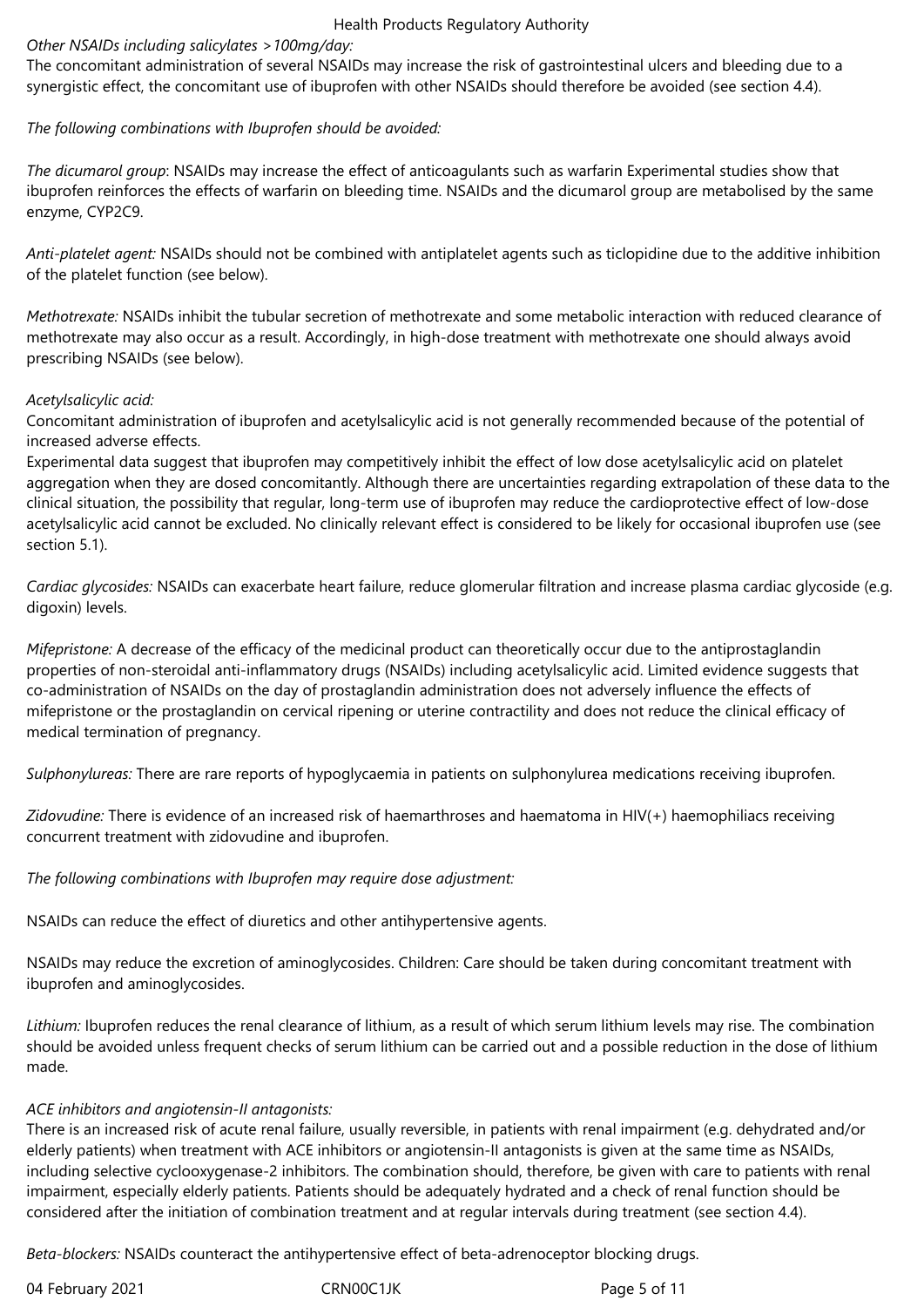*Other NSAIDs including salicylates >100mg/day:*
The concomitant administration of several NSAIDs may increase the risk of gastrointestinal ulcers and bleeding due to a synergistic effect, the concomitant use of ibuprofen with other NSAIDs should therefore be avoided (see section 4.4).

*The following combinations with Ibuprofen should be avoided:*

*The dicumarol group*: NSAIDs may increase the effect of anticoagulants such as warfarin Experimental studies show that ibuprofen reinforces the effects of warfarin on bleeding time. NSAIDs and the dicumarol group are metabolised by the same enzyme, CYP2C9.

*Anti-platelet agent:* NSAIDs should not be combined with antiplatelet agents such as ticlopidine due to the additive inhibition of the platelet function (see below).

*Methotrexate:* NSAIDs inhibit the tubular secretion of methotrexate and some metabolic interaction with reduced clearance of methotrexate may also occur as a result. Accordingly, in high-dose treatment with methotrexate one should always avoid prescribing NSAIDs (see below).

*Acetylsalicylic acid:*
Concomitant administration of ibuprofen and acetylsalicylic acid is not generally recommended because of the potential of increased adverse effects.
Experimental data suggest that ibuprofen may competitively inhibit the effect of low dose acetylsalicylic acid on platelet aggregation when they are dosed concomitantly. Although there are uncertainties regarding extrapolation of these data to the clinical situation, the possibility that regular, long-term use of ibuprofen may reduce the cardioprotective effect of low-dose acetylsalicylic acid cannot be excluded. No clinically relevant effect is considered to be likely for occasional ibuprofen use (see section 5.1).

*Cardiac glycosides:* NSAIDs can exacerbate heart failure, reduce glomerular filtration and increase plasma cardiac glycoside (e.g. digoxin) levels.

*Mifepristone:* A decrease of the efficacy of the medicinal product can theoretically occur due to the antiprostaglandin properties of non-steroidal anti-inflammatory drugs (NSAIDs) including acetylsalicylic acid. Limited evidence suggests that co-administration of NSAIDs on the day of prostaglandin administration does not adversely influence the effects of mifepristone or the prostaglandin on cervical ripening or uterine contractility and does not reduce the clinical efficacy of medical termination of pregnancy.

*Sulphonylureas:* There are rare reports of hypoglycaemia in patients on sulphonylurea medications receiving ibuprofen.

*Zidovudine:* There is evidence of an increased risk of haemarthroses and haematoma in HIV(+) haemophiliacs receiving concurrent treatment with zidovudine and ibuprofen.

*The following combinations with Ibuprofen may require dose adjustment:*

NSAIDs can reduce the effect of diuretics and other antihypertensive agents.

NSAIDs may reduce the excretion of aminoglycosides. Children: Care should be taken during concomitant treatment with ibuprofen and aminoglycosides.

*Lithium:* Ibuprofen reduces the renal clearance of lithium, as a result of which serum lithium levels may rise. The combination should be avoided unless frequent checks of serum lithium can be carried out and a possible reduction in the dose of lithium made.

*ACE inhibitors and angiotensin-II antagonists:*
There is an increased risk of acute renal failure, usually reversible, in patients with renal impairment (e.g. dehydrated and/or elderly patients) when treatment with ACE inhibitors or angiotensin-II antagonists is given at the same time as NSAIDs, including selective cyclooxygenase-2 inhibitors. The combination should, therefore, be given with care to patients with renal impairment, especially elderly patients. Patients should be adequately hydrated and a check of renal function should be considered after the initiation of combination treatment and at regular intervals during treatment (see section 4.4).

*Beta-blockers:* NSAIDs counteract the antihypertensive effect of beta-adrenoceptor blocking drugs.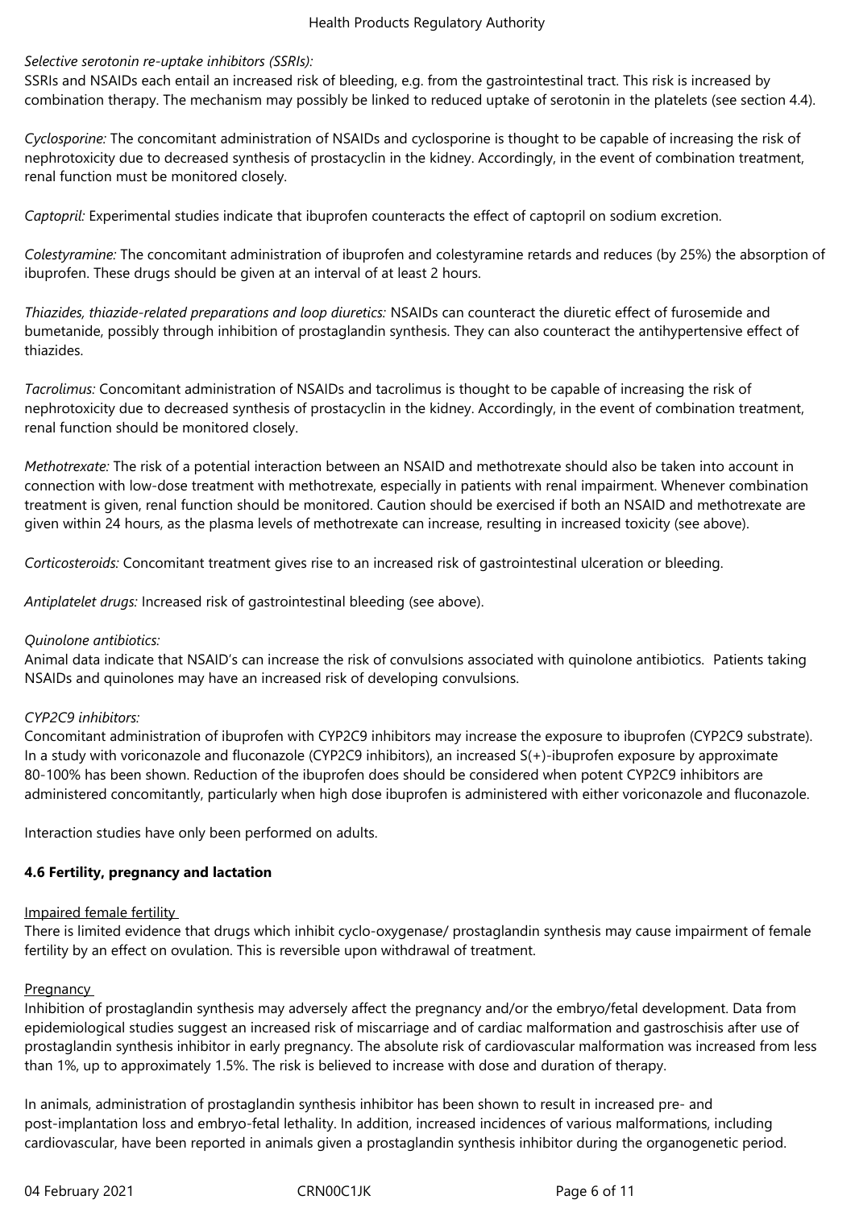*Selective serotonin re-uptake inhibitors (SSRIs):*
SSRIs and NSAIDs each entail an increased risk of bleeding, e.g. from the gastrointestinal tract. This risk is increased by combination therapy. The mechanism may possibly be linked to reduced uptake of serotonin in the platelets (see section 4.4).

*Cyclosporine:* The concomitant administration of NSAIDs and cyclosporine is thought to be capable of increasing the risk of nephrotoxicity due to decreased synthesis of prostacyclin in the kidney. Accordingly, in the event of combination treatment, renal function must be monitored closely.

*Captopril:* Experimental studies indicate that ibuprofen counteracts the effect of captopril on sodium excretion.

*Colestyramine:* The concomitant administration of ibuprofen and colestyramine retards and reduces (by 25%) the absorption of ibuprofen. These drugs should be given at an interval of at least 2 hours.

*Thiazides, thiazide-related preparations and loop diuretics:* NSAIDs can counteract the diuretic effect of furosemide and bumetanide, possibly through inhibition of prostaglandin synthesis. They can also counteract the antihypertensive effect of thiazides.

*Tacrolimus:* Concomitant administration of NSAIDs and tacrolimus is thought to be capable of increasing the risk of nephrotoxicity due to decreased synthesis of prostacyclin in the kidney. Accordingly, in the event of combination treatment, renal function should be monitored closely.

*Methotrexate:* The risk of a potential interaction between an NSAID and methotrexate should also be taken into account in connection with low-dose treatment with methotrexate, especially in patients with renal impairment. Whenever combination treatment is given, renal function should be monitored. Caution should be exercised if both an NSAID and methotrexate are given within 24 hours, as the plasma levels of methotrexate can increase, resulting in increased toxicity (see above).

*Corticosteroids:* Concomitant treatment gives rise to an increased risk of gastrointestinal ulceration or bleeding.

*Antiplatelet drugs:* Increased risk of gastrointestinal bleeding (see above).

*Quinolone antibiotics:*
Animal data indicate that NSAID's can increase the risk of convulsions associated with quinolone antibiotics. Patients taking NSAIDs and quinolones may have an increased risk of developing convulsions.

*CYP2C9 inhibitors:*
Concomitant administration of ibuprofen with CYP2C9 inhibitors may increase the exposure to ibuprofen (CYP2C9 substrate). In a study with voriconazole and fluconazole (CYP2C9 inhibitors), an increased S(+)-ibuprofen exposure by approximate 80-100% has been shown. Reduction of the ibuprofen does should be considered when potent CYP2C9 inhibitors are administered concomitantly, particularly when high dose ibuprofen is administered with either voriconazole and fluconazole.

Interaction studies have only been performed on adults.

**4.6 Fertility, pregnancy and lactation**

Impaired female fertility
There is limited evidence that drugs which inhibit cyclo-oxygenase/ prostaglandin synthesis may cause impairment of female fertility by an effect on ovulation. This is reversible upon withdrawal of treatment.

Pregnancy
Inhibition of prostaglandin synthesis may adversely affect the pregnancy and/or the embryo/fetal development. Data from epidemiological studies suggest an increased risk of miscarriage and of cardiac malformation and gastroschisis after use of prostaglandin synthesis inhibitor in early pregnancy. The absolute risk of cardiovascular malformation was increased from less than 1%, up to approximately 1.5%. The risk is believed to increase with dose and duration of therapy.

In animals, administration of prostaglandin synthesis inhibitor has been shown to result in increased pre- and post-implantation loss and embryo-fetal lethality. In addition, increased incidences of various malformations, including cardiovascular, have been reported in animals given a prostaglandin synthesis inhibitor during the organogenetic period.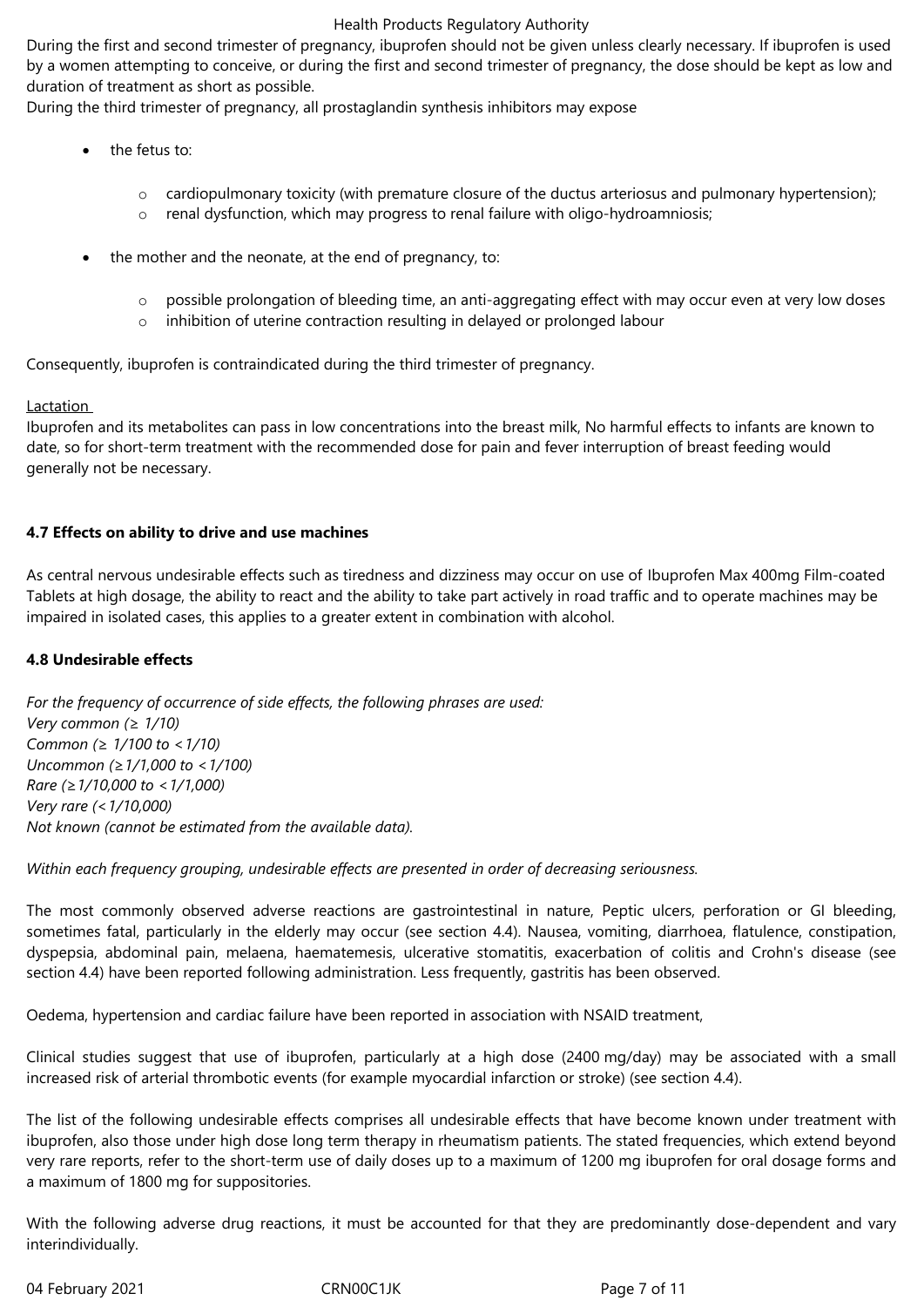During the first and second trimester of pregnancy, ibuprofen should not be given unless clearly necessary. If ibuprofen is used by a women attempting to conceive, or during the first and second trimester of pregnancy, the dose should be kept as low and duration of treatment as short as possible.
During the third trimester of pregnancy, all prostaglandin synthesis inhibitors may expose

- the fetus to:
  - cardiopulmonary toxicity (with premature closure of the ductus arteriosus and pulmonary hypertension);
  - renal dysfunction, which may progress to renal failure with oligo-hydroamniosis;
- the mother and the neonate, at the end of pregnancy, to:
  - possible prolongation of bleeding time, an anti-aggregating effect with may occur even at very low doses
  - inhibition of uterine contraction resulting in delayed or prolonged labour

Consequently, ibuprofen is contraindicated during the third trimester of pregnancy.

Lactation

Ibuprofen and its metabolites can pass in low concentrations into the breast milk, No harmful effects to infants are known to date, so for short-term treatment with the recommended dose for pain and fever interruption of breast feeding would generally not be necessary.

**4.7 Effects on ability to drive and use machines**

As central nervous undesirable effects such as tiredness and dizziness may occur on use of Ibuprofen Max 400mg Film-coated Tablets at high dosage, the ability to react and the ability to take part actively in road traffic and to operate machines may be impaired in isolated cases, this applies to a greater extent in combination with alcohol.

**4.8 Undesirable effects**

*For the frequency of occurrence of side effects, the following phrases are used:*
*Very common (≥ 1/10)*
*Common (≥ 1/100 to <1/10)*
*Uncommon (≥1/1,000 to <1/100)*
*Rare (≥1/10,000 to <1/1,000)*
*Very rare (<1/10,000)*
*Not known (cannot be estimated from the available data).*

*Within each frequency grouping, undesirable effects are presented in order of decreasing seriousness.*

The most commonly observed adverse reactions are gastrointestinal in nature, Peptic ulcers, perforation or GI bleeding, sometimes fatal, particularly in the elderly may occur (see section 4.4). Nausea, vomiting, diarrhoea, flatulence, constipation, dyspepsia, abdominal pain, melaena, haematemesis, ulcerative stomatitis, exacerbation of colitis and Crohn's disease (see section 4.4) have been reported following administration. Less frequently, gastritis has been observed.

Oedema, hypertension and cardiac failure have been reported in association with NSAID treatment,

Clinical studies suggest that use of ibuprofen, particularly at a high dose (2400 mg/day) may be associated with a small increased risk of arterial thrombotic events (for example myocardial infarction or stroke) (see section 4.4).

The list of the following undesirable effects comprises all undesirable effects that have become known under treatment with ibuprofen, also those under high dose long term therapy in rheumatism patients. The stated frequencies, which extend beyond very rare reports, refer to the short-term use of daily doses up to a maximum of 1200 mg ibuprofen for oral dosage forms and a maximum of 1800 mg for suppositories.

With the following adverse drug reactions, it must be accounted for that they are predominantly dose-dependent and vary interindividually.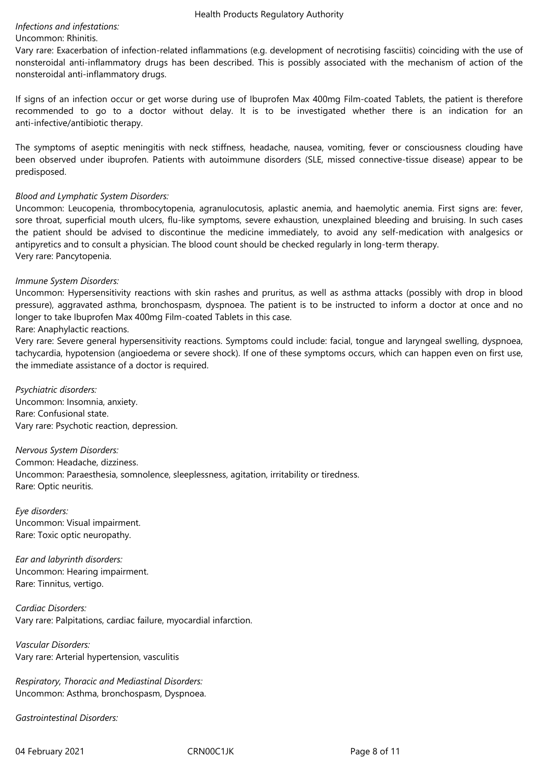*Infections and infestations:*
Uncommon: Rhinitis.
Vary rare: Exacerbation of infection-related inflammations (e.g. development of necrotising fasciitis) coinciding with the use of nonsteroidal anti-inflammatory drugs has been described. This is possibly associated with the mechanism of action of the nonsteroidal anti-inflammatory drugs.

If signs of an infection occur or get worse during use of Ibuprofen Max 400mg Film-coated Tablets, the patient is therefore recommended to go to a doctor without delay. It is to be investigated whether there is an indication for an anti-infective/antibiotic therapy.

The symptoms of aseptic meningitis with neck stiffness, headache, nausea, vomiting, fever or consciousness clouding have been observed under ibuprofen. Patients with autoimmune disorders (SLE, missed connective-tissue disease) appear to be predisposed.

*Blood and Lymphatic System Disorders:*
Uncommon: Leucopenia, thrombocytopenia, agranulocutosis, aplastic anemia, and haemolytic anemia. First signs are: fever, sore throat, superficial mouth ulcers, flu-like symptoms, severe exhaustion, unexplained bleeding and bruising. In such cases the patient should be advised to discontinue the medicine immediately, to avoid any self-medication with analgesics or antipyretics and to consult a physician. The blood count should be checked regularly in long-term therapy.
Very rare: Pancytopenia.

*Immune System Disorders:*
Uncommon: Hypersensitivity reactions with skin rashes and pruritus, as well as asthma attacks (possibly with drop in blood pressure), aggravated asthma, bronchospasm, dyspnoea. The patient is to be instructed to inform a doctor at once and no longer to take Ibuprofen Max 400mg Film-coated Tablets in this case.
Rare: Anaphylactic reactions.
Very rare: Severe general hypersensitivity reactions. Symptoms could include: facial, tongue and laryngeal swelling, dyspnoea, tachycardia, hypotension (angioedema or severe shock). If one of these symptoms occurs, which can happen even on first use, the immediate assistance of a doctor is required.

*Psychiatric disorders:*
Uncommon: Insomnia, anxiety.
Rare: Confusional state.
Vary rare: Psychotic reaction, depression.

*Nervous System Disorders:*
Common: Headache, dizziness.
Uncommon: Paraesthesia, somnolence, sleeplessness, agitation, irritability or tiredness.
Rare: Optic neuritis.

*Eye disorders:*
Uncommon: Visual impairment.
Rare: Toxic optic neuropathy.

*Ear and labyrinth disorders:*
Uncommon: Hearing impairment.
Rare: Tinnitus, vertigo.

*Cardiac Disorders:*
Vary rare: Palpitations, cardiac failure, myocardial infarction.

*Vascular Disorders:*
Vary rare: Arterial hypertension, vasculitis

*Respiratory, Thoracic and Mediastinal Disorders:*
Uncommon: Asthma, bronchospasm, Dyspnoea.

*Gastrointestinal Disorders:*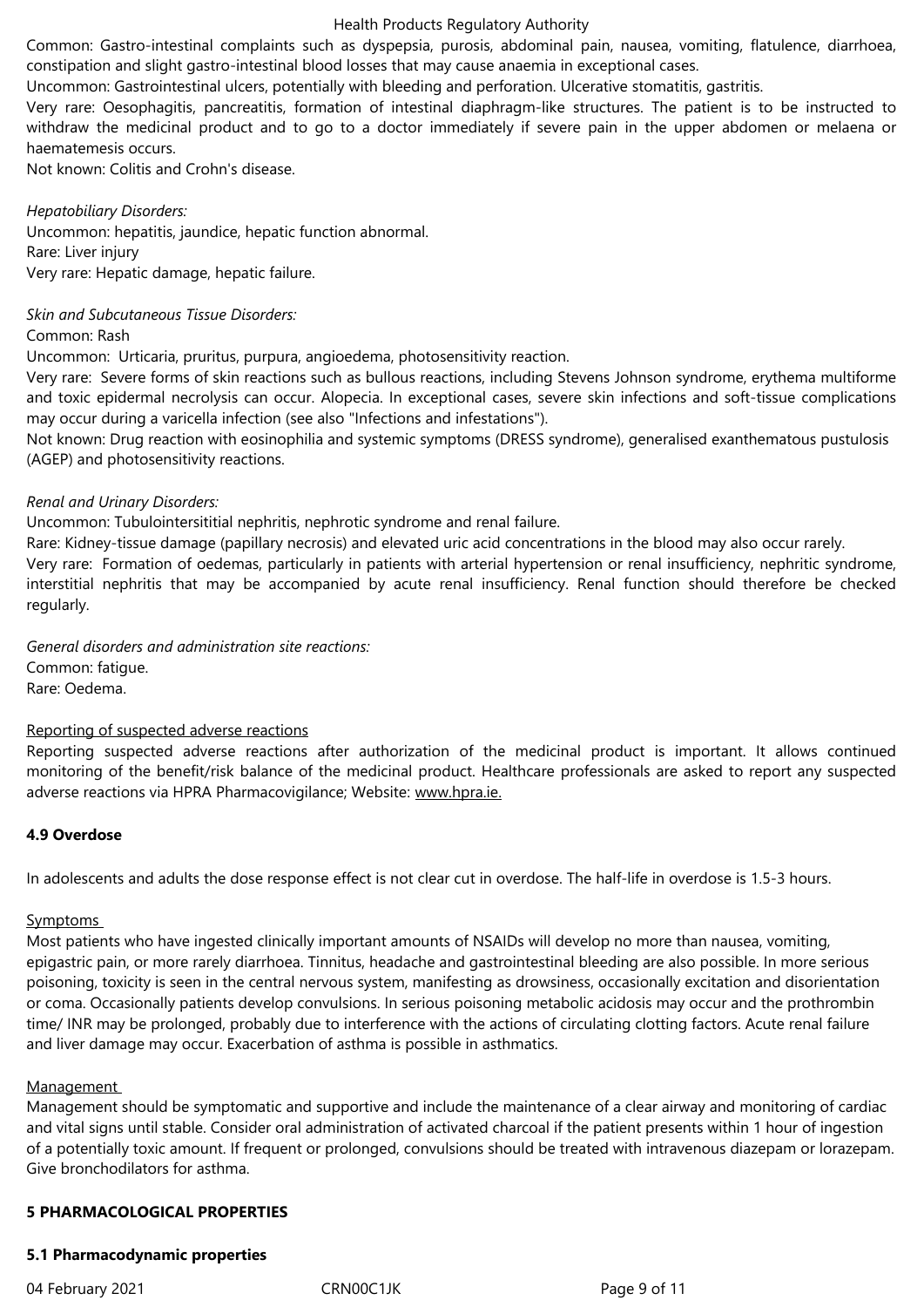Common: Gastro-intestinal complaints such as dyspepsia, purosis, abdominal pain, nausea, vomiting, flatulence, diarrhoea, constipation and slight gastro-intestinal blood losses that may cause anaemia in exceptional cases.
Uncommon: Gastrointestinal ulcers, potentially with bleeding and perforation. Ulcerative stomatitis, gastritis.
Very rare: Oesophagitis, pancreatitis, formation of intestinal diaphragm-like structures. The patient is to be instructed to withdraw the medicinal product and to go to a doctor immediately if severe pain in the upper abdomen or melaena or haematemesis occurs.
Not known: Colitis and Crohn's disease.

*Hepatobiliary Disorders:*
Uncommon: hepatitis, jaundice, hepatic function abnormal.
Rare: Liver injury
Very rare: Hepatic damage, hepatic failure.

*Skin and Subcutaneous Tissue Disorders:*
Common: Rash
Uncommon: Urticaria, pruritus, purpura, angioedema, photosensitivity reaction.
Very rare: Severe forms of skin reactions such as bullous reactions, including Stevens Johnson syndrome, erythema multiforme and toxic epidermal necrolysis can occur. Alopecia. In exceptional cases, severe skin infections and soft-tissue complications may occur during a varicella infection (see also "Infections and infestations").
Not known: Drug reaction with eosinophilia and systemic symptoms (DRESS syndrome), generalised exanthematous pustulosis (AGEP) and photosensitivity reactions.

*Renal and Urinary Disorders:*
Uncommon: Tubulointersititial nephritis, nephrotic syndrome and renal failure.
Rare: Kidney-tissue damage (papillary necrosis) and elevated uric acid concentrations in the blood may also occur rarely.
Very rare: Formation of oedemas, particularly in patients with arterial hypertension or renal insufficiency, nephritic syndrome, interstitial nephritis that may be accompanied by acute renal insufficiency. Renal function should therefore be checked regularly.

*General disorders and administration site reactions:*
Common: fatigue.
Rare: Oedema.

Reporting of suspected adverse reactions
Reporting suspected adverse reactions after authorization of the medicinal product is important. It allows continued monitoring of the benefit/risk balance of the medicinal product. Healthcare professionals are asked to report any suspected adverse reactions via HPRA Pharmacovigilance; Website: www.hpra.ie.

## 4.9 Overdose

In adolescents and adults the dose response effect is not clear cut in overdose. The half-life in overdose is 1.5-3 hours.

Symptoms
Most patients who have ingested clinically important amounts of NSAIDs will develop no more than nausea, vomiting, epigastric pain, or more rarely diarrhoea. Tinnitus, headache and gastrointestinal bleeding are also possible. In more serious poisoning, toxicity is seen in the central nervous system, manifesting as drowsiness, occasionally excitation and disorientation or coma. Occasionally patients develop convulsions. In serious poisoning metabolic acidosis may occur and the prothrombin time/ INR may be prolonged, probably due to interference with the actions of circulating clotting factors. Acute renal failure and liver damage may occur. Exacerbation of asthma is possible in asthmatics.

Management
Management should be symptomatic and supportive and include the maintenance of a clear airway and monitoring of cardiac and vital signs until stable. Consider oral administration of activated charcoal if the patient presents within 1 hour of ingestion of a potentially toxic amount. If frequent or prolonged, convulsions should be treated with intravenous diazepam or lorazepam. Give bronchodilators for asthma.

# 5 PHARMACOLOGICAL PROPERTIES

## 5.1 Pharmacodynamic properties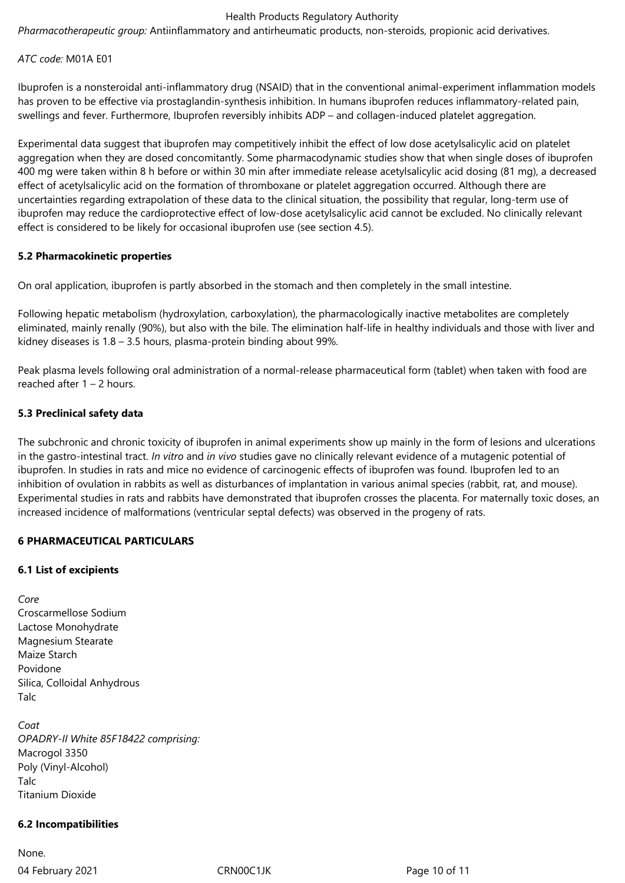*Pharmacotherapeutic group:* Antiinflammatory and antirheumatic products, non-steroids, propionic acid derivatives.

*ATC code:* M01A E01

Ibuprofen is a nonsteroidal anti-inflammatory drug (NSAID) that in the conventional animal-experiment inflammation models has proven to be effective via prostaglandin-synthesis inhibition. In humans ibuprofen reduces inflammatory-related pain, swellings and fever. Furthermore, Ibuprofen reversibly inhibits ADP – and collagen-induced platelet aggregation.

Experimental data suggest that ibuprofen may competitively inhibit the effect of low dose acetylsalicylic acid on platelet aggregation when they are dosed concomitantly. Some pharmacodynamic studies show that when single doses of ibuprofen 400 mg were taken within 8 h before or within 30 min after immediate release acetylsalicylic acid dosing (81 mg), a decreased effect of acetylsalicylic acid on the formation of thromboxane or platelet aggregation occurred. Although there are uncertainties regarding extrapolation of these data to the clinical situation, the possibility that regular, long-term use of ibuprofen may reduce the cardioprotective effect of low-dose acetylsalicylic acid cannot be excluded. No clinically relevant effect is considered to be likely for occasional ibuprofen use (see section 4.5).

### 5.2 Pharmacokinetic properties

On oral application, ibuprofen is partly absorbed in the stomach and then completely in the small intestine.

Following hepatic metabolism (hydroxylation, carboxylation), the pharmacologically inactive metabolites are completely eliminated, mainly renally (90%), but also with the bile. The elimination half-life in healthy individuals and those with liver and kidney diseases is 1.8 – 3.5 hours, plasma-protein binding about 99%.

Peak plasma levels following oral administration of a normal-release pharmaceutical form (tablet) when taken with food are reached after 1 – 2 hours.

### 5.3 Preclinical safety data

The subchronic and chronic toxicity of ibuprofen in animal experiments show up mainly in the form of lesions and ulcerations in the gastro-intestinal tract. *In vitro* and *in vivo* studies gave no clinically relevant evidence of a mutagenic potential of ibuprofen. In studies in rats and mice no evidence of carcinogenic effects of ibuprofen was found. Ibuprofen led to an inhibition of ovulation in rabbits as well as disturbances of implantation in various animal species (rabbit, rat, and mouse). Experimental studies in rats and rabbits have demonstrated that ibuprofen crosses the placenta. For maternally toxic doses, an increased incidence of malformations (ventricular septal defects) was observed in the progeny of rats.

## 6 PHARMACEUTICAL PARTICULARS

### 6.1 List of excipients

*Core*
Croscarmellose Sodium
Lactose Monohydrate
Magnesium Stearate
Maize Starch
Povidone
Silica, Colloidal Anhydrous
Talc

*Coat*
*OPADRY-II White 85F18422 comprising:*
Macrogol 3350
Poly (Vinyl-Alcohol)
Talc
Titanium Dioxide

### 6.2 Incompatibilities

None.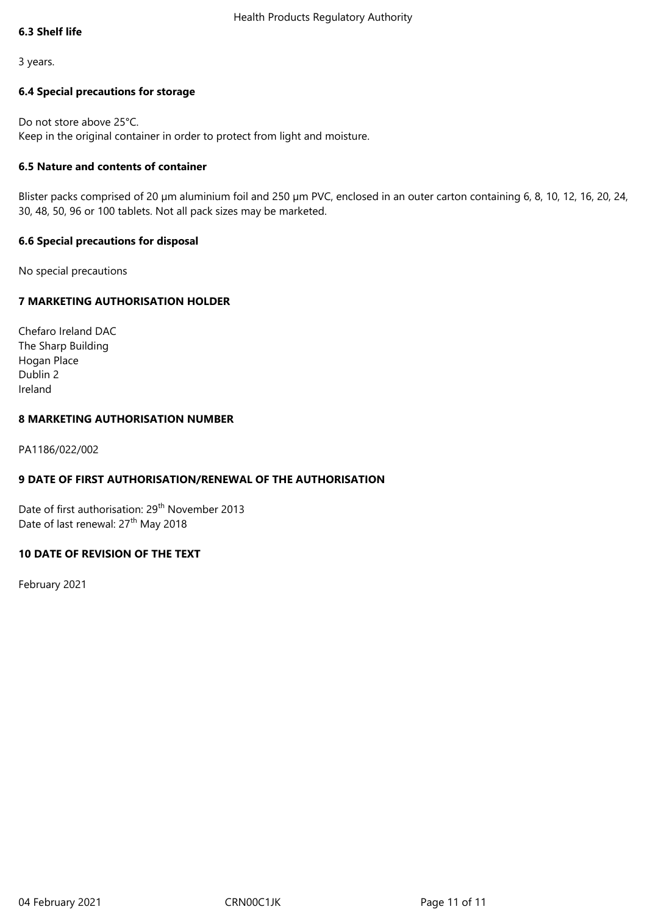### 6.3 Shelf life

3 years.

### 6.4 Special precautions for storage

Do not store above 25°C.
Keep in the original container in order to protect from light and moisture.

### 6.5 Nature and contents of container

Blister packs comprised of 20 µm aluminium foil and 250 µm PVC, enclosed in an outer carton containing 6, 8, 10, 12, 16, 20, 24, 30, 48, 50, 96 or 100 tablets. Not all pack sizes may be marketed.

### 6.6 Special precautions for disposal

No special precautions

## 7 MARKETING AUTHORISATION HOLDER

Chefaro Ireland DAC
The Sharp Building
Hogan Place
Dublin 2
Ireland

## 8 MARKETING AUTHORISATION NUMBER

PA1186/022/002

## 9 DATE OF FIRST AUTHORISATION/RENEWAL OF THE AUTHORISATION

Date of first authorisation: 29th November 2013
Date of last renewal: 27th May 2018

## 10 DATE OF REVISION OF THE TEXT

February 2021